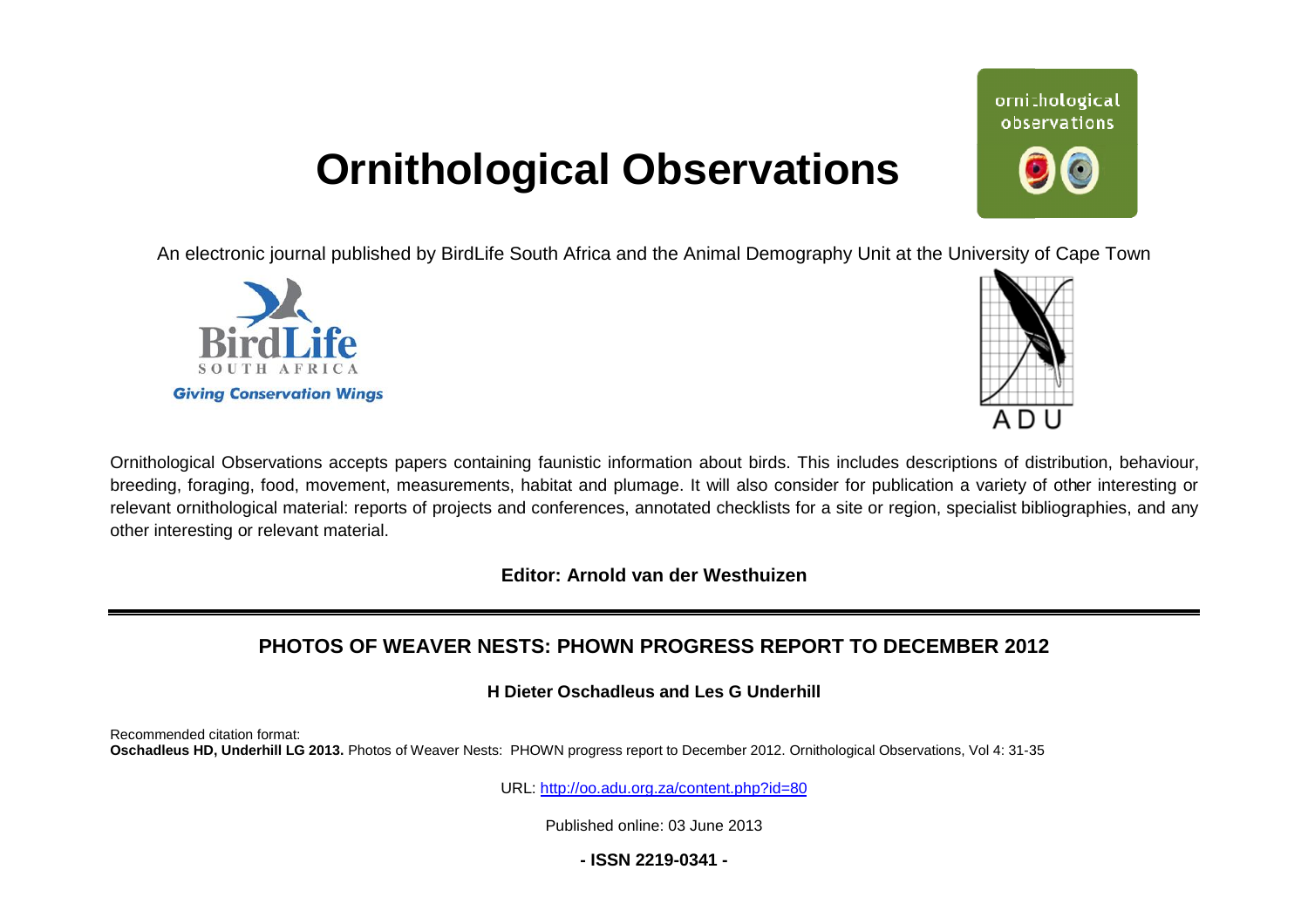# Ornithological Observations

An electronic journal published by BirdLife South Africa and the Animal Demography Unit at the University of Cape Town

Ornithological Observations accepts papers containing faunistic information about birds. This includes descriptions of distribution, behaviour, breeding, foraging, food, movement, measurements, habitat and plumage. It will also consider for publication a variety of other interesting or relevant ornithological material: reports of projects and conferences, annotated checklists for a site or region, specialist bibliographies, and any other interesting or relevant material.

**Editor: Arnold van der Westhuizen**

## PHOTOS OF WEAVER NESTS: PHOWN PROGRESS REPORT TO DECEMBER 2012

**H Dieter Oschadleus and Les G Underhill**

Recommended citation format:
**Oschadleus HD, Underhill LG 2013.** Photos of Weaver Nests: PHOWN progress report to December 2012. Ornithological Observations, Vol 4: 31-35

URL: http://oo.adu.org.za/content.php?id=80

Published online: 03 June 2013

**- ISSN 2219-0341 -**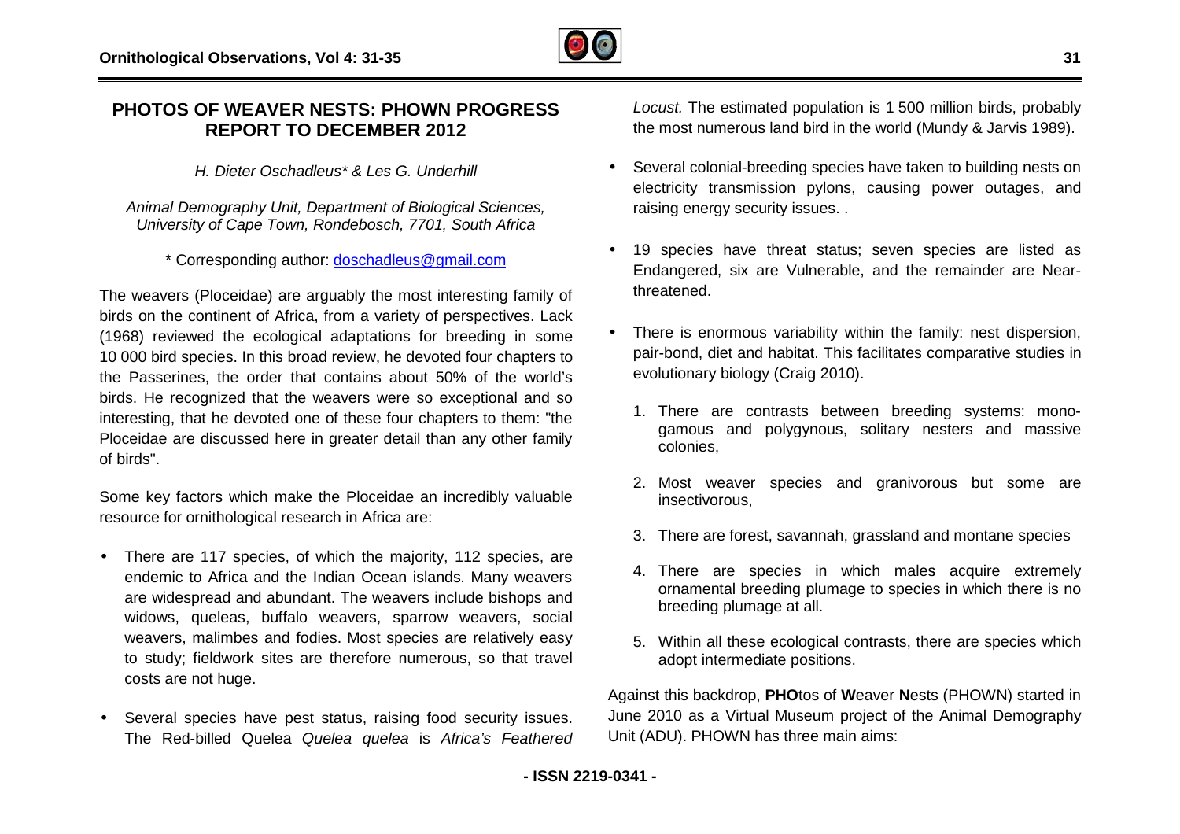# PHOTOS OF WEAVER NESTS: PHOWN PROGRESS REPORT TO DECEMBER 2012

*H. Dieter Oschadleus\* & Les G. Underhill*

*Animal Demography Unit, Department of Biological Sciences, University of Cape Town, Rondebosch, 7701, South Africa*

\* Corresponding author: doschadleus@gmail.com

The weavers (Ploceidae) are arguably the most interesting family of birds on the continent of Africa, from a variety of perspectives. Lack (1968) reviewed the ecological adaptations for breeding in some 10 000 bird species. In this broad review, he devoted four chapters to the Passerines, the order that contains about 50% of the world's birds. He recognized that the weavers were so exceptional and so interesting, that he devoted one of these four chapters to them: "the Ploceidae are discussed here in greater detail than any other family of birds".

Some key factors which make the Ploceidae an incredibly valuable resource for ornithological research in Africa are:

- There are 117 species, of which the majority, 112 species, are endemic to Africa and the Indian Ocean islands. Many weavers are widespread and abundant. The weavers include bishops and widows, queleas, buffalo weavers, sparrow weavers, social weavers, malimbes and fodies. Most species are relatively easy to study; fieldwork sites are therefore numerous, so that travel costs are not huge.
- Several species have pest status, raising food security issues. The Red-billed Quelea *Quelea quelea* is *Africa's Feathered Locust.* The estimated population is 1 500 million birds, probably the most numerous land bird in the world (Mundy & Jarvis 1989).
- Several colonial-breeding species have taken to building nests on electricity transmission pylons, causing power outages, and raising energy security issues. .
- 19 species have threat status; seven species are listed as Endangered, six are Vulnerable, and the remainder are Near-threatened.
- There is enormous variability within the family: nest dispersion, pair-bond, diet and habitat. This facilitates comparative studies in evolutionary biology (Craig 2010).
  1. There are contrasts between breeding systems: monogamous and polygynous, solitary nesters and massive colonies,
  2. Most weaver species and granivorous but some are insectivorous,
  3. There are forest, savannah, grassland and montane species
  4. There are species in which males acquire extremely ornamental breeding plumage to species in which there is no breeding plumage at all.
  5. Within all these ecological contrasts, there are species which adopt intermediate positions.

Against this backdrop, **PHO**tos of **W**eaver **N**ests (PHOWN) started in June 2010 as a Virtual Museum project of the Animal Demography Unit (ADU). PHOWN has three main aims: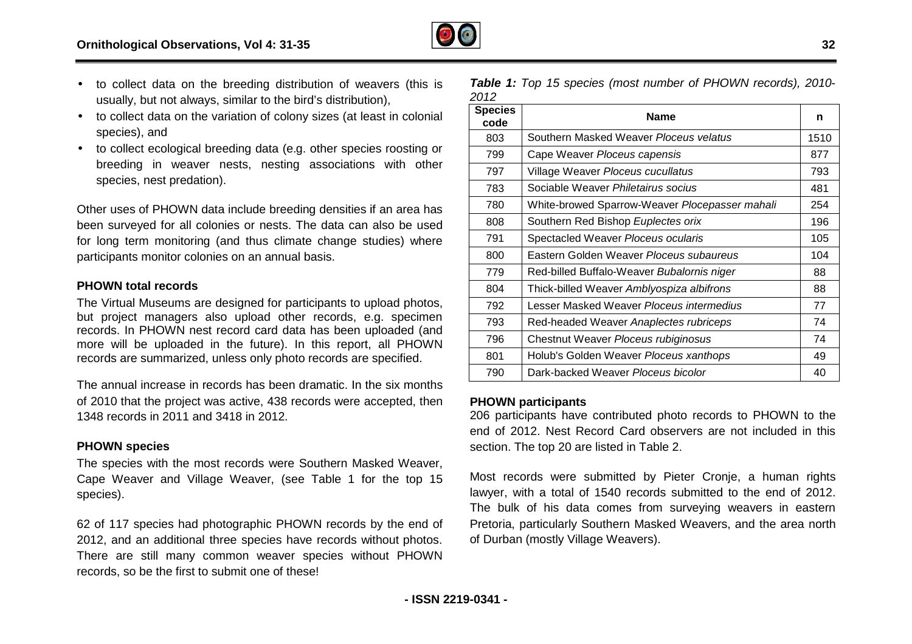- to collect data on the breeding distribution of weavers (this is usually, but not always, similar to the bird's distribution),
- to collect data on the variation of colony sizes (at least in colonial species), and
- to collect ecological breeding data (e.g. other species roosting or breeding in weaver nests, nesting associations with other species, nest predation).

Other uses of PHOWN data include breeding densities if an area has been surveyed for all colonies or nests. The data can also be used for long term monitoring (and thus climate change studies) where participants monitor colonies on an annual basis.

**PHOWN total records**

The Virtual Museums are designed for participants to upload photos, but project managers also upload other records, e.g. specimen records. In PHOWN nest record card data has been uploaded (and more will be uploaded in the future). In this report, all PHOWN records are summarized, unless only photo records are specified.

The annual increase in records has been dramatic. In the six months of 2010 that the project was active, 438 records were accepted, then 1348 records in 2011 and 3418 in 2012.

**PHOWN species**

The species with the most records were Southern Masked Weaver, Cape Weaver and Village Weaver, (see Table 1 for the top 15 species).

62 of 117 species had photographic PHOWN records by the end of 2012, and an additional three species have records without photos. There are still many common weaver species without PHOWN records, so be the first to submit one of these!

***Table 1:** Top 15 species (most number of PHOWN records), 2010-2012*

| Species code | Name | n |
|---|---|---|
| 803 | Southern Masked Weaver *Ploceus velatus* | 1510 |
| 799 | Cape Weaver *Ploceus capensis* | 877 |
| 797 | Village Weaver *Ploceus cucullatus* | 793 |
| 783 | Sociable Weaver *Philetairus socius* | 481 |
| 780 | White-browed Sparrow-Weaver *Plocepasser mahali* | 254 |
| 808 | Southern Red Bishop *Euplectes orix* | 196 |
| 791 | Spectacled Weaver *Ploceus ocularis* | 105 |
| 800 | Eastern Golden Weaver *Ploceus subaureus* | 104 |
| 779 | Red-billed Buffalo-Weaver *Bubalornis niger* | 88 |
| 804 | Thick-billed Weaver *Amblyospiza albifrons* | 88 |
| 792 | Lesser Masked Weaver *Ploceus intermedius* | 77 |
| 793 | Red-headed Weaver *Anaplectes rubriceps* | 74 |
| 796 | Chestnut Weaver *Ploceus rubiginosus* | 74 |
| 801 | Holub's Golden Weaver *Ploceus xanthops* | 49 |
| 790 | Dark-backed Weaver *Ploceus bicolor* | 40 |

**PHOWN participants**

206 participants have contributed photo records to PHOWN to the end of 2012. Nest Record Card observers are not included in this section. The top 20 are listed in Table 2.

Most records were submitted by Pieter Cronje, a human rights lawyer, with a total of 1540 records submitted to the end of 2012. The bulk of his data comes from surveying weavers in eastern Pretoria, particularly Southern Masked Weavers, and the area north of Durban (mostly Village Weavers).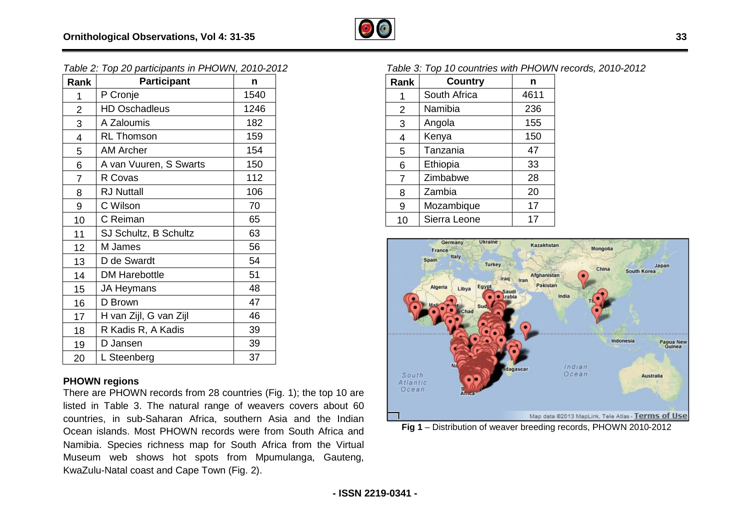*Table 2: Top 20 participants in PHOWN, 2010-2012*

| Rank | Participant | n |
|---|---|---|
| 1 | P Cronje | 1540 |
| 2 | HD Oschadleus | 1246 |
| 3 | A Zaloumis | 182 |
| 4 | RL Thomson | 159 |
| 5 | AM Archer | 154 |
| 6 | A van Vuuren, S Swarts | 150 |
| 7 | R Covas | 112 |
| 8 | RJ Nuttall | 106 |
| 9 | C Wilson | 70 |
| 10 | C Reiman | 65 |
| 11 | SJ Schultz, B Schultz | 63 |
| 12 | M James | 56 |
| 13 | D de Swardt | 54 |
| 14 | DM Harebottle | 51 |
| 15 | JA Heymans | 48 |
| 16 | D Brown | 47 |
| 17 | H van Zijl, G van Zijl | 46 |
| 18 | R Kadis R, A Kadis | 39 |
| 19 | D Jansen | 39 |
| 20 | L Steenberg | 37 |

## PHOWN regions

There are PHOWN records from 28 countries (Fig. 1); the top 10 are listed in Table 3. The natural range of weavers covers about 60 countries, in sub-Saharan Africa, southern Asia and the Indian Ocean islands. Most PHOWN records were from South Africa and Namibia. Species richness map for South Africa from the Virtual Museum web shows hot spots from Mpumulanga, Gauteng, KwaZulu-Natal coast and Cape Town (Fig. 2).

*Table 3: Top 10 countries with PHOWN records, 2010-2012*

| Rank | Country | n |
|---|---|---|
| 1 | South Africa | 4611 |
| 2 | Namibia | 236 |
| 3 | Angola | 155 |
| 4 | Kenya | 150 |
| 5 | Tanzania | 47 |
| 6 | Ethiopia | 33 |
| 7 | Zimbabwe | 28 |
| 8 | Zambia | 20 |
| 9 | Mozambique | 17 |
| 10 | Sierra Leone | 17 |

**Fig 1** – Distribution of weaver breeding records, PHOWN 2010-2012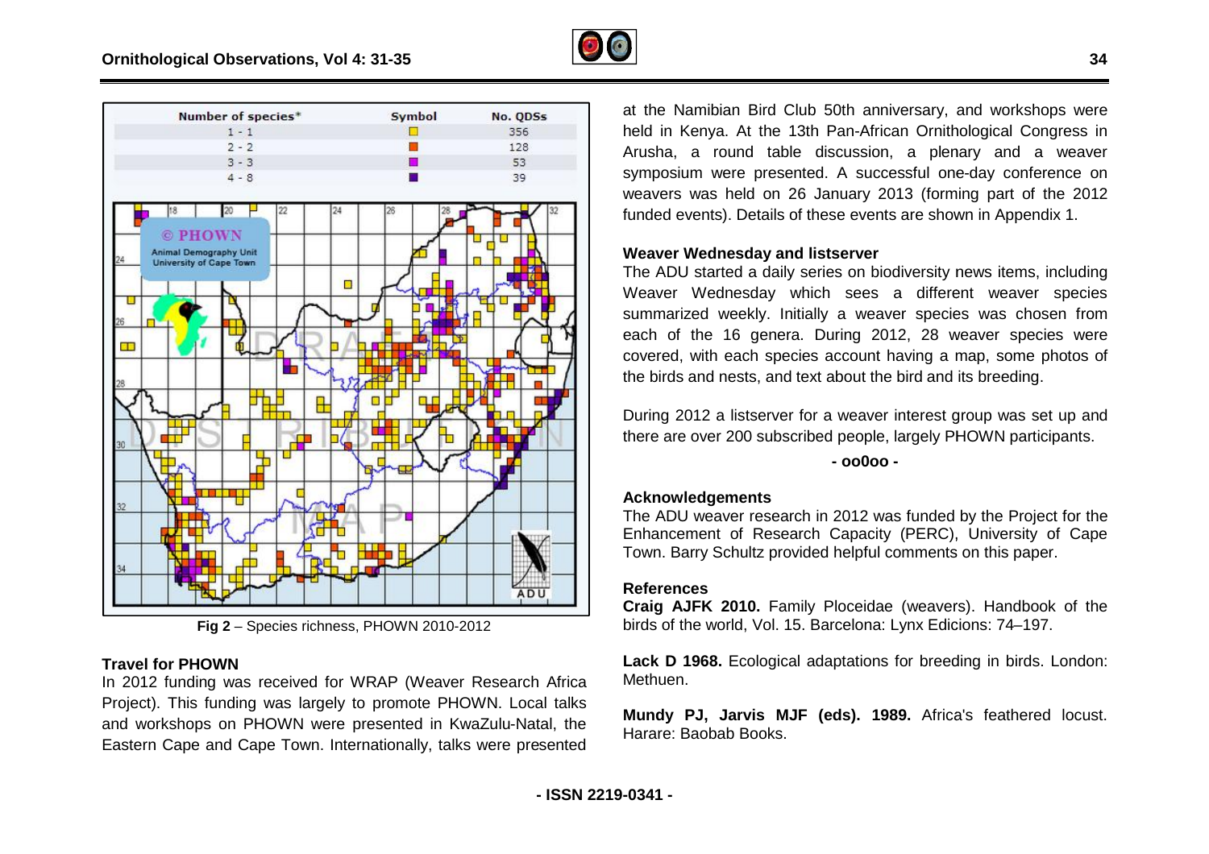| Number of species* | Symbol | No. QDSs |
|---|---|---|
| 1 - 1 | | 356 |
| 2 - 2 | | 128 |
| 3 - 3 | | 53 |
| 4 - 8 | | 39 |

**Fig 2** – Species richness, PHOWN 2010-2012

### Travel for PHOWN

In 2012 funding was received for WRAP (Weaver Research Africa Project). This funding was largely to promote PHOWN. Local talks and workshops on PHOWN were presented in KwaZulu-Natal, the Eastern Cape and Cape Town. Internationally, talks were presented at the Namibian Bird Club 50th anniversary, and workshops were held in Kenya. At the 13th Pan-African Ornithological Congress in Arusha, a round table discussion, a plenary and a weaver symposium were presented. A successful one-day conference on weavers was held on 26 January 2013 (forming part of the 2012 funded events). Details of these events are shown in Appendix 1.

### Weaver Wednesday and listserver

The ADU started a daily series on biodiversity news items, including Weaver Wednesday which sees a different weaver species summarized weekly. Initially a weaver species was chosen from each of the 16 genera. During 2012, 28 weaver species were covered, with each species account having a map, some photos of the birds and nests, and text about the bird and its breeding.

During 2012 a listserver for a weaver interest group was set up and there are over 200 subscribed people, largely PHOWN participants.

- oo0oo -

### Acknowledgements

The ADU weaver research in 2012 was funded by the Project for the Enhancement of Research Capacity (PERC), University of Cape Town. Barry Schultz provided helpful comments on this paper.

### References

**Craig AJFK 2010.** Family Ploceidae (weavers). Handbook of the birds of the world, Vol. 15. Barcelona: Lynx Edicions: 74–197.

**Lack D 1968.** Ecological adaptations for breeding in birds. London: Methuen.

**Mundy PJ, Jarvis MJF (eds). 1989.** Africa's feathered locust. Harare: Baobab Books.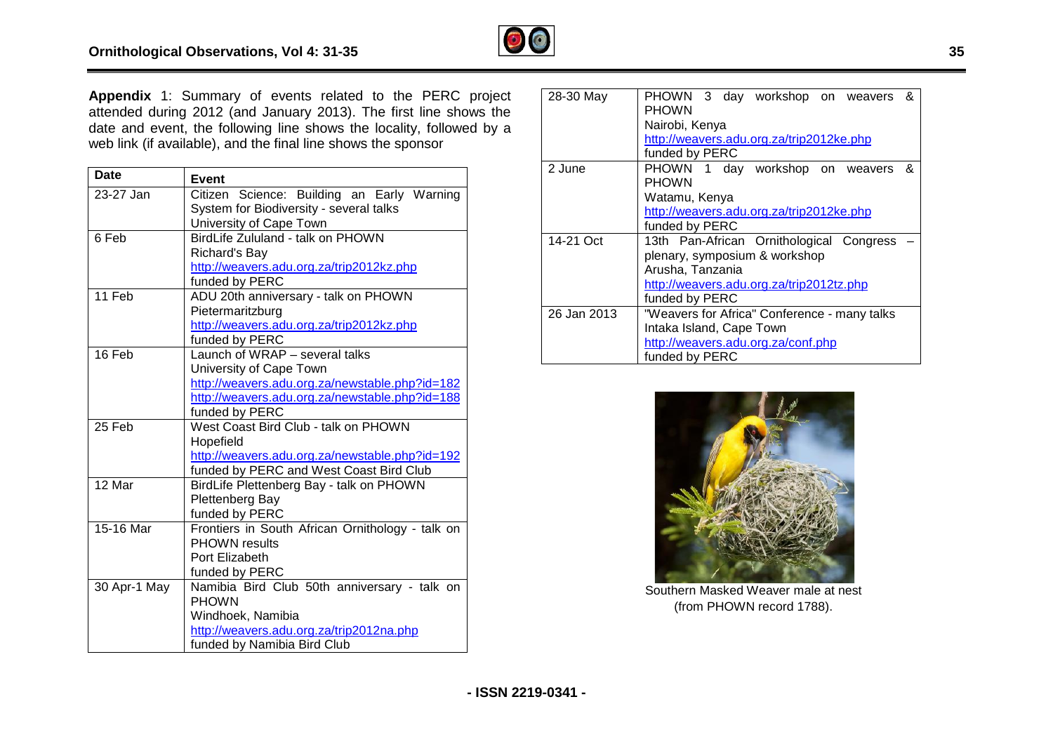**Appendix** 1: Summary of events related to the PERC project attended during 2012 (and January 2013). The first line shows the date and event, the following line shows the locality, followed by a web link (if available), and the final line shows the sponsor

| Date | Event |
|---|---|
| 23-27 Jan | Citizen Science: Building an Early Warning System for Biodiversity - several talks<br>University of Cape Town |
| 6 Feb | BirdLife Zululand - talk on PHOWN<br>Richard's Bay<br>http://weavers.adu.org.za/trip2012kz.php<br>funded by PERC |
| 11 Feb | ADU 20th anniversary - talk on PHOWN<br>Pietermaritzburg<br>http://weavers.adu.org.za/trip2012kz.php<br>funded by PERC |
| 16 Feb | Launch of WRAP – several talks<br>University of Cape Town<br>http://weavers.adu.org.za/newstable.php?id=182<br>http://weavers.adu.org.za/newstable.php?id=188<br>funded by PERC |
| 25 Feb | West Coast Bird Club - talk on PHOWN<br>Hopefield<br>http://weavers.adu.org.za/newstable.php?id=192<br>funded by PERC and West Coast Bird Club |
| 12 Mar | BirdLife Plettenberg Bay - talk on PHOWN<br>Plettenberg Bay<br>funded by PERC |
| 15-16 Mar | Frontiers in South African Ornithology - talk on PHOWN results<br>Port Elizabeth<br>funded by PERC |
| 30 Apr-1 May | Namibia Bird Club 50th anniversary - talk on PHOWN<br>Windhoek, Namibia<br>http://weavers.adu.org.za/trip2012na.php<br>funded by Namibia Bird Club |
| 28-30 May | PHOWN 3 day workshop on weavers & PHOWN<br>Nairobi, Kenya<br>http://weavers.adu.org.za/trip2012ke.php<br>funded by PERC |
| 2 June | PHOWN 1 day workshop on weavers & PHOWN<br>Watamu, Kenya<br>http://weavers.adu.org.za/trip2012ke.php<br>funded by PERC |
| 14-21 Oct | 13th Pan-African Ornithological Congress – plenary, symposium & workshop<br>Arusha, Tanzania<br>http://weavers.adu.org.za/trip2012tz.php<br>funded by PERC |
| 26 Jan 2013 | "Weavers for Africa" Conference - many talks<br>Intaka Island, Cape Town<br>http://weavers.adu.org.za/conf.php<br>funded by PERC |

Southern Masked Weaver male at nest (from PHOWN record 1788).